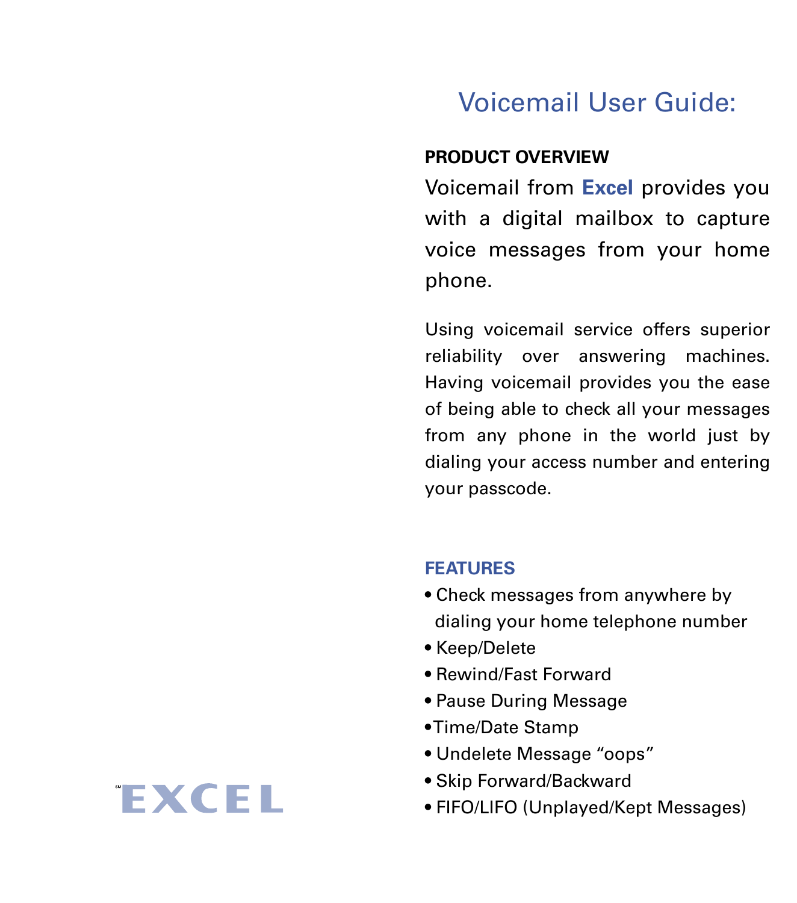# Voicemail User Guide:

**PRODUCT OVERVIEW**

Voicemail from **Excel** provides you with a digital mailbox to capture voice messages from your home phone.

Using voicemail service offers superior reliability over answering machines. Having voicemail provides you the ease of being able to check all your messages from any phone in the world just by dialing your access number and entering your passcode.

**FEATURES**

- Check messages from anywhere by dialing your home telephone number
- Keep/Delete
- Rewind/Fast Forward
- Pause During Message
- Time/Date Stamp
- Undelete Message "oops"
- Skip Forward/Backward
- FIFO/LIFO (Unplayed/Kept Messages)

EXCEL℠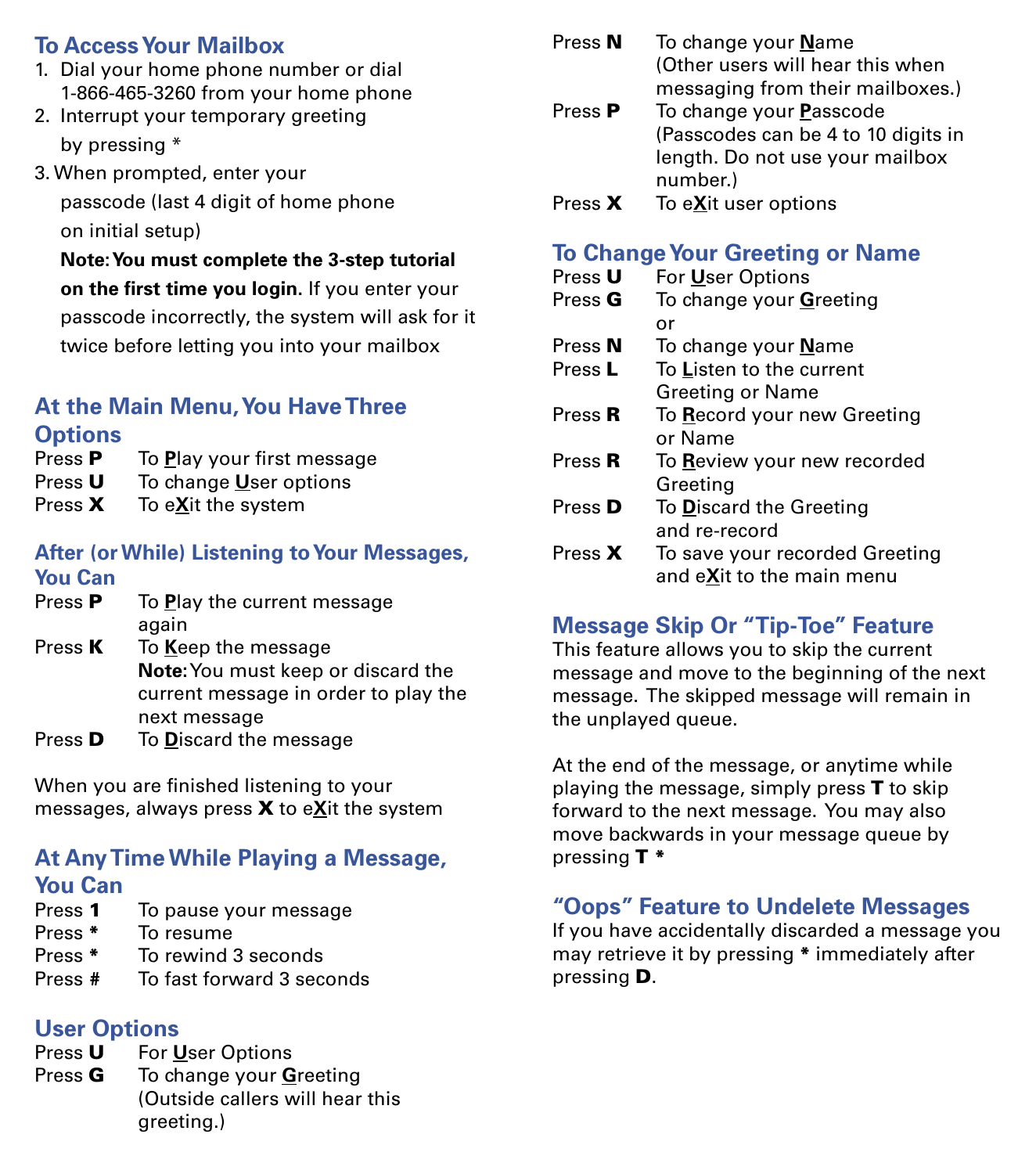## To Access Your Mailbox

1. Dial your home phone number or dial 1-866-465-3260 from your home phone
2. Interrupt your temporary greeting by pressing *
3. When prompted, enter your passcode (last 4 digit of home phone on initial setup)

   **Note: You must complete the 3-step tutorial on the first time you login.** If you enter your passcode incorrectly, the system will ask for it twice before letting you into your mailbox

## At the Main Menu, You Have Three Options

| | |
|---|---|
| Press **P** | To **P**lay your first message |
| Press **U** | To change **U**ser options |
| Press **X** | To e**X**it the system |

## After (or While) Listening to Your Messages, You Can

| | |
|---|---|
| Press **P** | To **P**lay the current message again |
| Press **K** | To **K**eep the message<br>**Note:** You must keep or discard the current message in order to play the next message |
| Press **D** | To **D**iscard the message |

When you are finished listening to your messages, always press **X** to e**X**it the system

## At Any Time While Playing a Message, You Can

| | |
|---|---|
| Press **1** | To pause your message |
| Press ***** | To resume |
| Press ***** | To rewind 3 seconds |
| Press **#** | To fast forward 3 seconds |

## User Options

| | |
|---|---|
| Press **U** | For **U**ser Options |
| Press **G** | To change your **G**reeting (Outside callers will hear this greeting.) |
| Press **N** | To change your **N**ame (Other users will hear this when messaging from their mailboxes.) |
| Press **P** | To change your **P**asscode (Passcodes can be 4 to 10 digits in length. Do not use your mailbox number.) |
| Press **X** | To e**X**it user options |

## To Change Your Greeting or Name

| | |
|---|---|
| Press **U** | For **U**ser Options |
| Press **G** | To change your **G**reeting<br>or |
| Press **N** | To change your **N**ame |
| Press **L** | To **L**isten to the current Greeting or Name |
| Press **R** | To **R**ecord your new Greeting or Name |
| Press **R** | To **R**eview your new recorded Greeting |
| Press **D** | To **D**iscard the Greeting and re-record |
| Press **X** | To save your recorded Greeting and e**X**it to the main menu |

## Message Skip Or "Tip-Toe" Feature

This feature allows you to skip the current message and move to the beginning of the next message. The skipped message will remain in the unplayed queue.

At the end of the message, or anytime while playing the message, simply press **T** to skip forward to the next message. You may also move backwards in your message queue by pressing **T ***

## "Oops" Feature to Undelete Messages

If you have accidentally discarded a message you may retrieve it by pressing ***** immediately after pressing **D**.